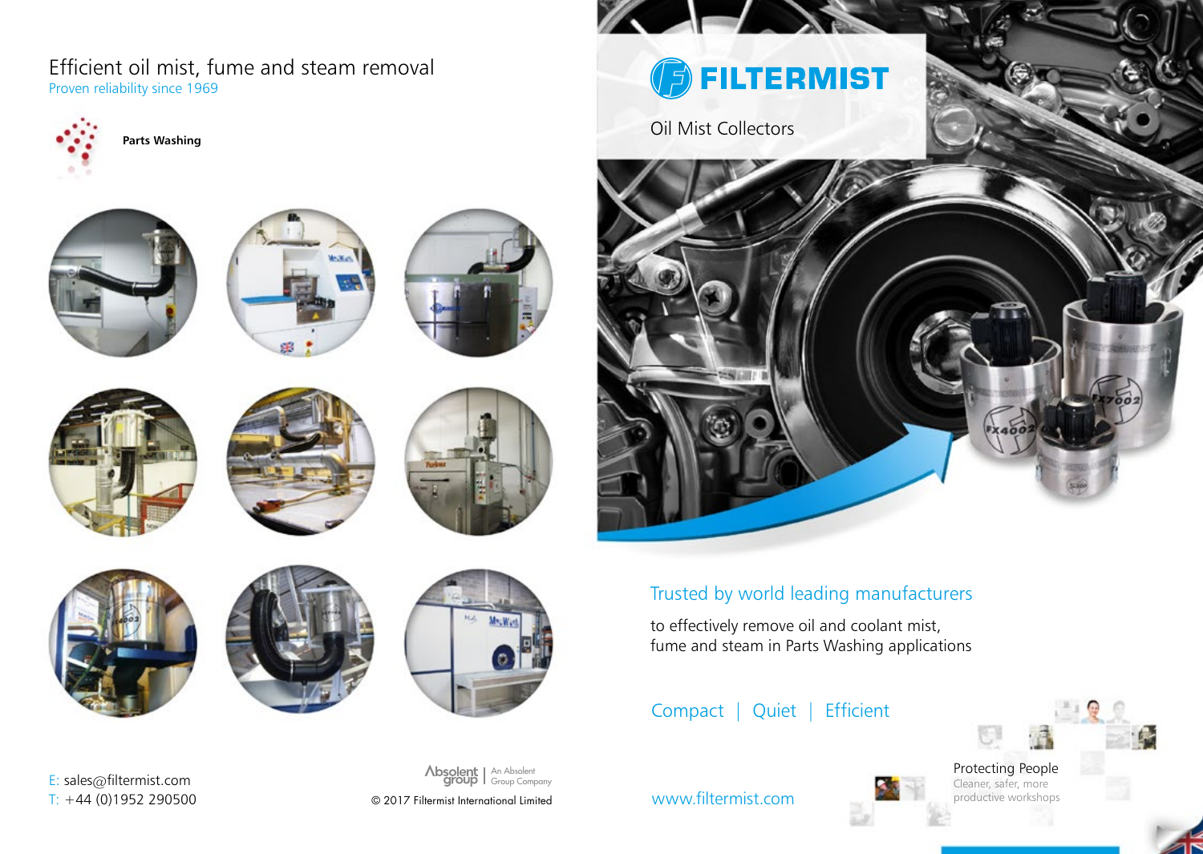# Efficient oil mist, fume and steam removal

Proven reliability since 1969

**Parts Washing**

E: sales@filtermist.com
T: +44 (0)1952 290500

Absolent group | An Absolent Group Company

© 2017 Filtermist International Limited

# FILTERMIST

Oil Mist Collectors

## Trusted by world leading manufacturers

to effectively remove oil and coolant mist, fume and steam in Parts Washing applications

Compact | Quiet | Efficient

Protecting People
Cleaner, safer, more productive workshops

www.filtermist.com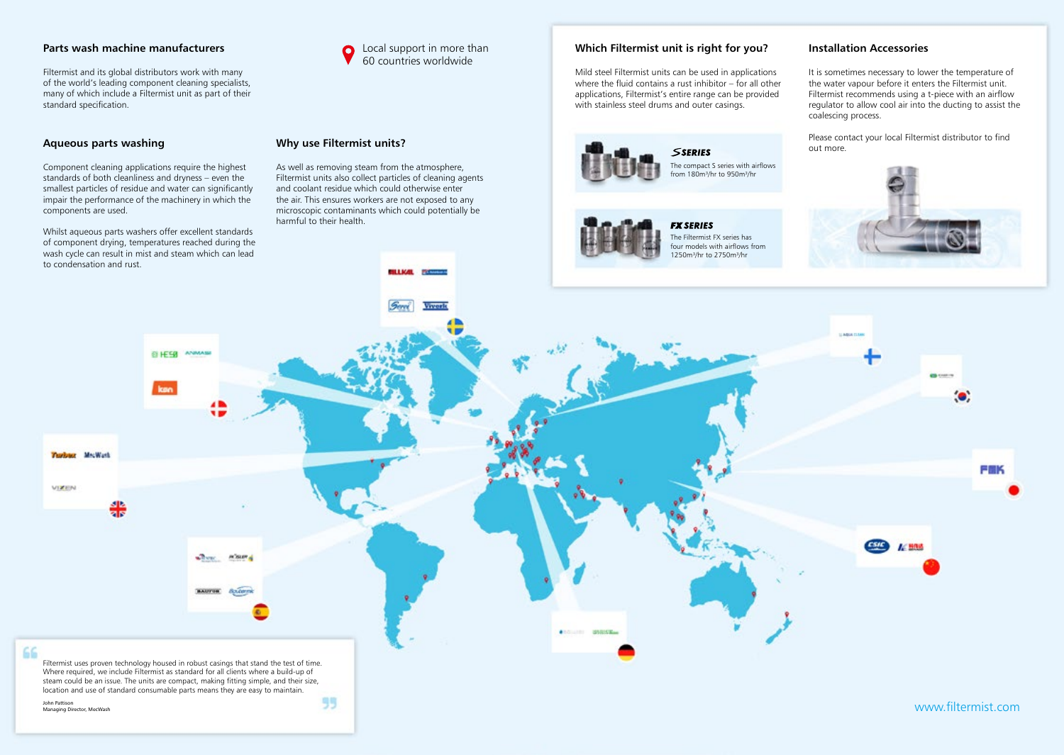## Parts wash machine manufacturers

Filtermist and its global distributors work with many of the world's leading component cleaning specialists, many of which include a Filtermist unit as part of their standard specification.

Local support in more than 60 countries worldwide

## Aqueous parts washing

Component cleaning applications require the highest standards of both cleanliness and dryness – even the smallest particles of residue and water can significantly impair the performance of the machinery in which the components are used.

Whilst aqueous parts washers offer excellent standards of component drying, temperatures reached during the wash cycle can result in mist and steam which can lead to condensation and rust.

## Why use Filtermist units?

As well as removing steam from the atmosphere, Filtermist units also collect particles of cleaning agents and coolant residue which could otherwise enter the air. This ensures workers are not exposed to any microscopic contaminants which could potentially be harmful to their health.

## Which Filtermist unit is right for you?

Mild steel Filtermist units can be used in applications where the fluid contains a rust inhibitor – for all other applications, Filtermist's entire range can be provided with stainless steel drums and outer casings.

**S SERIES**

The compact S series with airflows from 180m³/hr to 950m³/hr

**FX SERIES**

The Filtermist FX series has four models with airflows from 1250m³/hr to 2750m³/hr

## Installation Accessories

It is sometimes necessary to lower the temperature of the water vapour before it enters the Filtermist unit. Filtermist recommends using a t-piece with an airflow regulator to allow cool air into the ducting to assist the coalescing process.

Please contact your local Filtermist distributor to find out more.

> Filtermist uses proven technology housed in robust casings that stand the test of time. Where required, we include Filtermist as standard for all clients where a build-up of steam could be an issue. The units are compact, making fitting simple, and their size, location and use of standard consumable parts means they are easy to maintain.
>
> John Pattison
> Managing Director, MecWash

www.filtermist.com